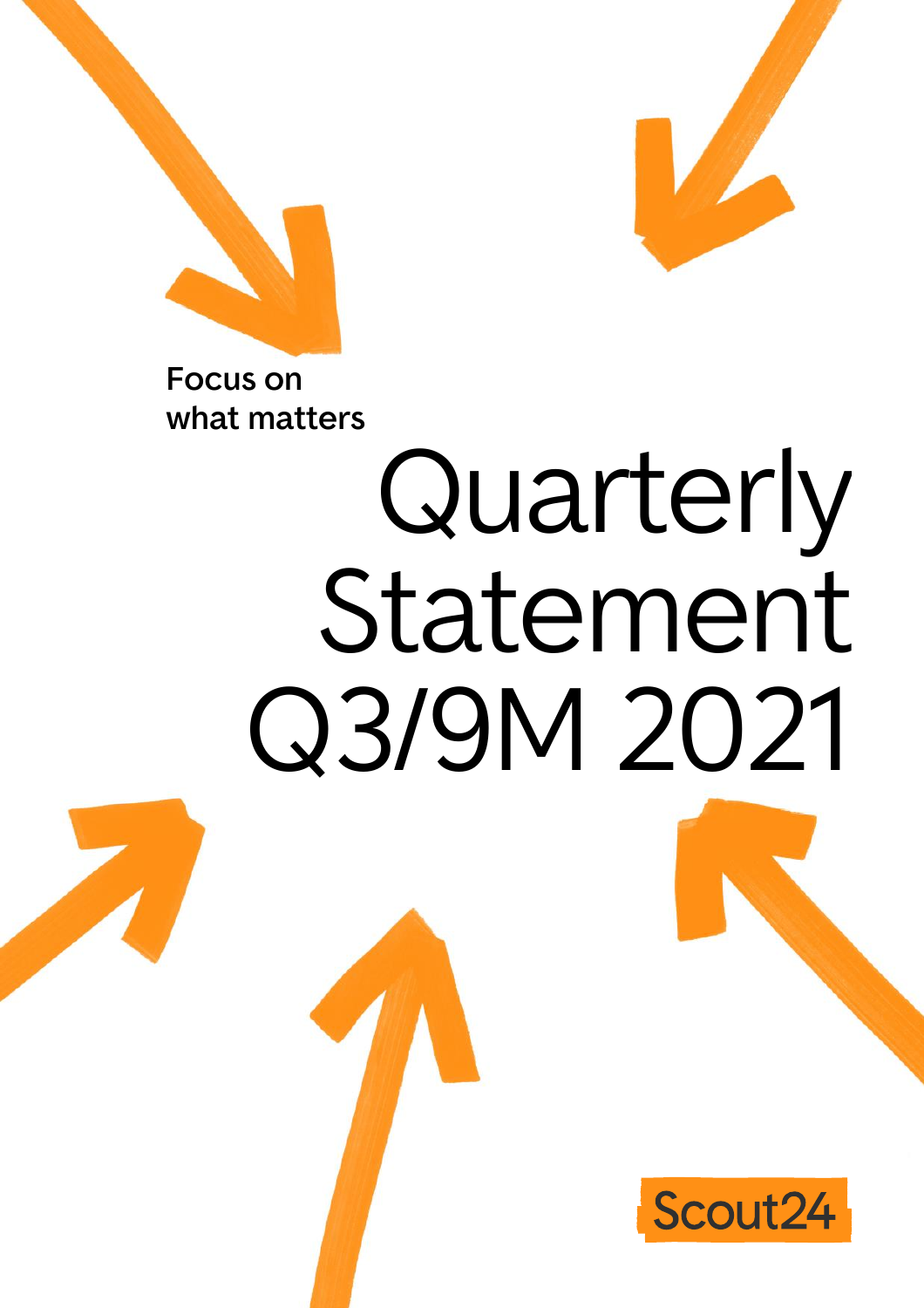**Focus on what matters**

# Quarterly Statement Q3/9M 2021

Scout24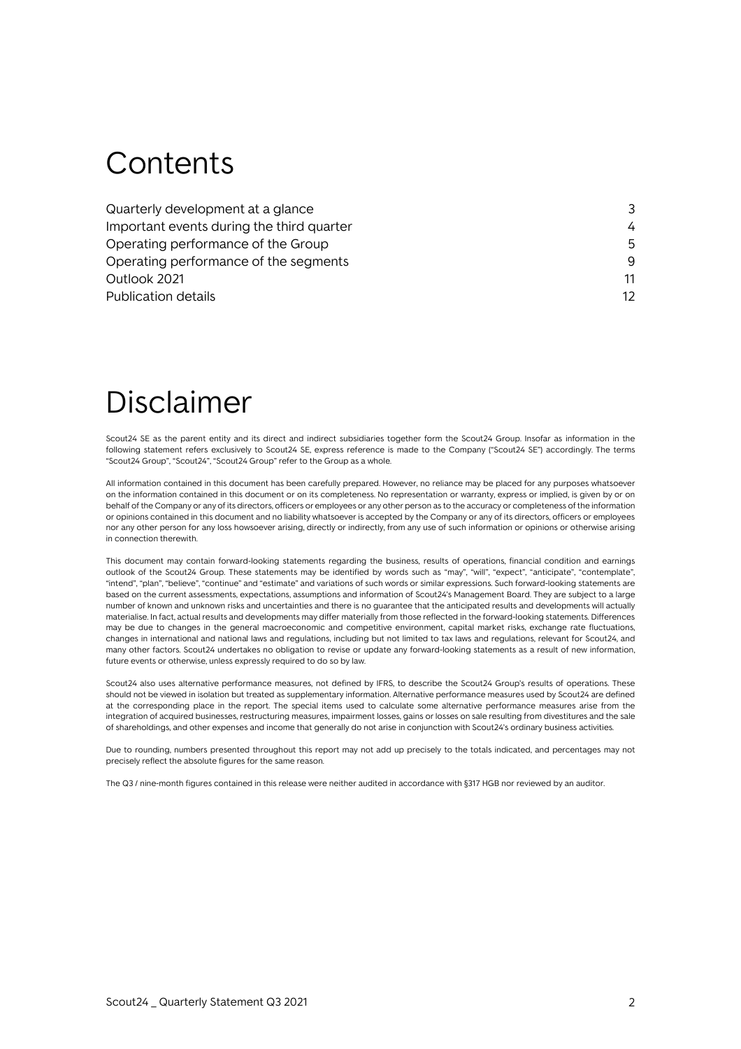# Contents

| | |
|---|---|
| Quarterly development at a glance | 3 |
| Important events during the third quarter | 4 |
| Operating performance of the Group | 5 |
| Operating performance of the segments | 9 |
| Outlook 2021 | 11 |
| Publication details | 12 |

# Disclaimer

Scout24 SE as the parent entity and its direct and indirect subsidiaries together form the Scout24 Group. Insofar as information in the following statement refers exclusively to Scout24 SE, express reference is made to the Company ("Scout24 SE") accordingly. The terms "Scout24 Group", "Scout24", "Scout24 Group" refer to the Group as a whole.

All information contained in this document has been carefully prepared. However, no reliance may be placed for any purposes whatsoever on the information contained in this document or on its completeness. No representation or warranty, express or implied, is given by or on behalf of the Company or any of its directors, officers or employees or any other person as to the accuracy or completeness of the information or opinions contained in this document and no liability whatsoever is accepted by the Company or any of its directors, officers or employees nor any other person for any loss howsoever arising, directly or indirectly, from any use of such information or opinions or otherwise arising in connection therewith.

This document may contain forward-looking statements regarding the business, results of operations, financial condition and earnings outlook of the Scout24 Group. These statements may be identified by words such as "may", "will", "expect", "anticipate", "contemplate", "intend", "plan", "believe", "continue" and "estimate" and variations of such words or similar expressions. Such forward-looking statements are based on the current assessments, expectations, assumptions and information of Scout24's Management Board. They are subject to a large number of known and unknown risks and uncertainties and there is no guarantee that the anticipated results and developments will actually materialise. In fact, actual results and developments may differ materially from those reflected in the forward-looking statements. Differences may be due to changes in the general macroeconomic and competitive environment, capital market risks, exchange rate fluctuations, changes in international and national laws and regulations, including but not limited to tax laws and regulations, relevant for Scout24, and many other factors. Scout24 undertakes no obligation to revise or update any forward-looking statements as a result of new information, future events or otherwise, unless expressly required to do so by law.

Scout24 also uses alternative performance measures, not defined by IFRS, to describe the Scout24 Group's results of operations. These should not be viewed in isolation but treated as supplementary information. Alternative performance measures used by Scout24 are defined at the corresponding place in the report. The special items used to calculate some alternative performance measures arise from the integration of acquired businesses, restructuring measures, impairment losses, gains or losses on sale resulting from divestitures and the sale of shareholdings, and other expenses and income that generally do not arise in conjunction with Scout24's ordinary business activities.

Due to rounding, numbers presented throughout this report may not add up precisely to the totals indicated, and percentages may not precisely reflect the absolute figures for the same reason.

The Q3 / nine-month figures contained in this release were neither audited in accordance with §317 HGB nor reviewed by an auditor.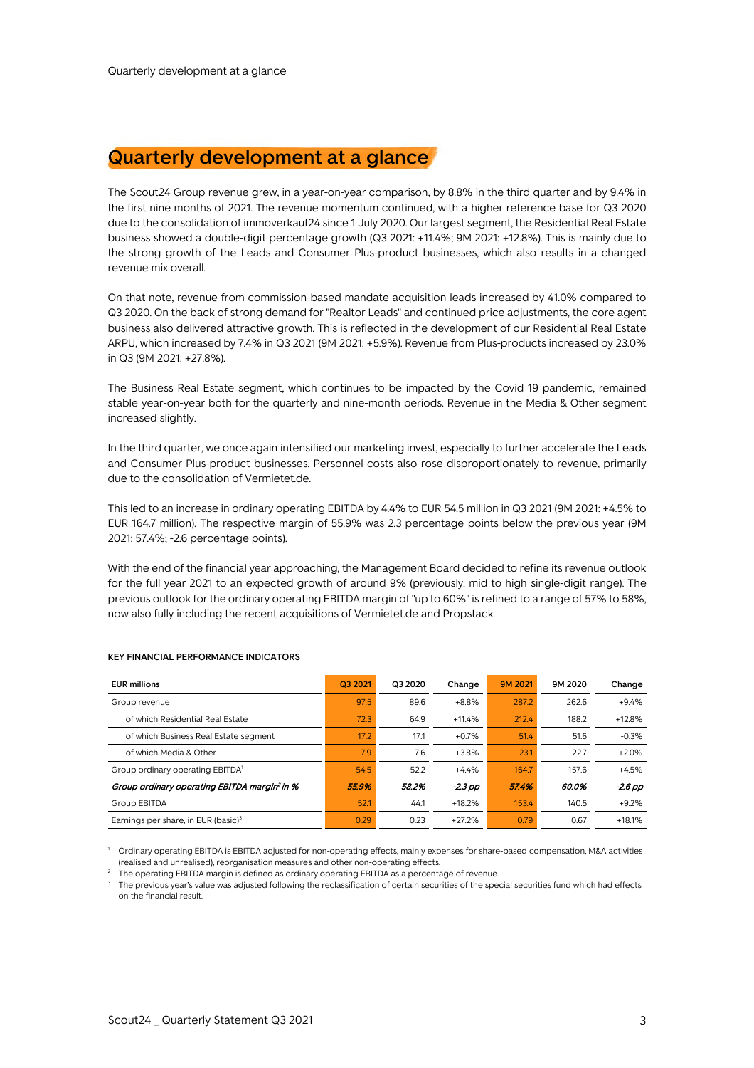# Quarterly development at a glance

The Scout24 Group revenue grew, in a year-on-year comparison, by 8.8% in the third quarter and by 9.4% in the first nine months of 2021. The revenue momentum continued, with a higher reference base for Q3 2020 due to the consolidation of immoverkauf24 since 1 July 2020. Our largest segment, the Residential Real Estate business showed a double-digit percentage growth (Q3 2021: +11.4%; 9M 2021: +12.8%). This is mainly due to the strong growth of the Leads and Consumer Plus-product businesses, which also results in a changed revenue mix overall.

On that note, revenue from commission-based mandate acquisition leads increased by 41.0% compared to Q3 2020. On the back of strong demand for "Realtor Leads" and continued price adjustments, the core agent business also delivered attractive growth. This is reflected in the development of our Residential Real Estate ARPU, which increased by 7.4% in Q3 2021 (9M 2021: +5.9%). Revenue from Plus-products increased by 23.0% in Q3 (9M 2021: +27.8%).

The Business Real Estate segment, which continues to be impacted by the Covid 19 pandemic, remained stable year-on-year both for the quarterly and nine-month periods. Revenue in the Media & Other segment increased slightly.

In the third quarter, we once again intensified our marketing invest, especially to further accelerate the Leads and Consumer Plus-product businesses. Personnel costs also rose disproportionately to revenue, primarily due to the consolidation of Vermietet.de.

This led to an increase in ordinary operating EBITDA by 4.4% to EUR 54.5 million in Q3 2021 (9M 2021: +4.5% to EUR 164.7 million). The respective margin of 55.9% was 2.3 percentage points below the previous year (9M 2021: 57.4%; -2.6 percentage points).

With the end of the financial year approaching, the Management Board decided to refine its revenue outlook for the full year 2021 to an expected growth of around 9% (previously: mid to high single-digit range). The previous outlook for the ordinary operating EBITDA margin of "up to 60%" is refined to a range of 57% to 58%, now also fully including the recent acquisitions of Vermietet.de and Propstack.

**KEY FINANCIAL PERFORMANCE INDICATORS**

| EUR millions | Q3 2021 | Q3 2020 | Change | 9M 2021 | 9M 2020 | Change |
|---|---|---|---|---|---|---|
| Group revenue | 97.5 | 89.6 | +8.8% | 287.2 | 262.6 | +9.4% |
| of which Residential Real Estate | 72.3 | 64.9 | +11.4% | 212.4 | 188.2 | +12.8% |
| of which Business Real Estate segment | 17.2 | 17.1 | +0.7% | 51.4 | 51.6 | -0.3% |
| of which Media & Other | 7.9 | 7.6 | +3.8% | 23.1 | 22.7 | +2.0% |
| Group ordinary operating EBITDA[1] | 54.5 | 52.2 | +4.4% | 164.7 | 157.6 | +4.5% |
| ***Group ordinary operating EBITDA margin[2] in %*** | ***55.9%*** | ***58.2%*** | ***-2.3 pp*** | ***57.4%*** | ***60.0%*** | ***-2.6 pp*** |
| Group EBITDA | 52.1 | 44.1 | +18.2% | 153.4 | 140.5 | +9.2% |
| Earnings per share, in EUR (basic)[3] | 0.29 | 0.23 | +27.2% | 0.79 | 0.67 | +18.1% |

[1] Ordinary operating EBITDA is EBITDA adjusted for non-operating effects, mainly expenses for share-based compensation, M&A activities (realised and unrealised), reorganisation measures and other non-operating effects.

[2] The operating EBITDA margin is defined as ordinary operating EBITDA as a percentage of revenue.

[3] The previous year's value was adjusted following the reclassification of certain securities of the special securities fund which had effects on the financial result.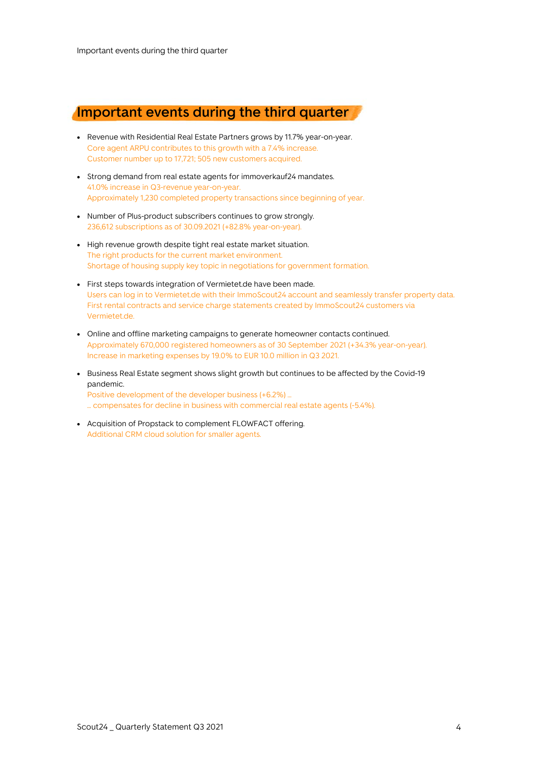# Important events during the third quarter

- Revenue with Residential Real Estate Partners grows by 11.7% year-on-year.
  Core agent ARPU contributes to this growth with a 7.4% increase.
  Customer number up to 17,721; 505 new customers acquired.

- Strong demand from real estate agents for immoverkauf24 mandates.
  41.0% increase in Q3-revenue year-on-year.
  Approximately 1,230 completed property transactions since beginning of year.

- Number of Plus-product subscribers continues to grow strongly.
  236,612 subscriptions as of 30.09.2021 (+82.8% year-on-year).

- High revenue growth despite tight real estate market situation.
  The right products for the current market environment.
  Shortage of housing supply key topic in negotiations for government formation.

- First steps towards integration of Vermietet.de have been made.
  Users can log in to Vermietet.de with their ImmoScout24 account and seamlessly transfer property data.
  First rental contracts and service charge statements created by ImmoScout24 customers via Vermietet.de.

- Online and offline marketing campaigns to generate homeowner contacts continued.
  Approximately 670,000 registered homeowners as of 30 September 2021 (+34.3% year-on-year).
  Increase in marketing expenses by 19.0% to EUR 10.0 million in Q3 2021.

- Business Real Estate segment shows slight growth but continues to be affected by the Covid-19 pandemic.
  Positive development of the developer business (+6.2%) …
  … compensates for decline in business with commercial real estate agents (-5.4%).

- Acquisition of Propstack to complement FLOWFACT offering.
  Additional CRM cloud solution for smaller agents.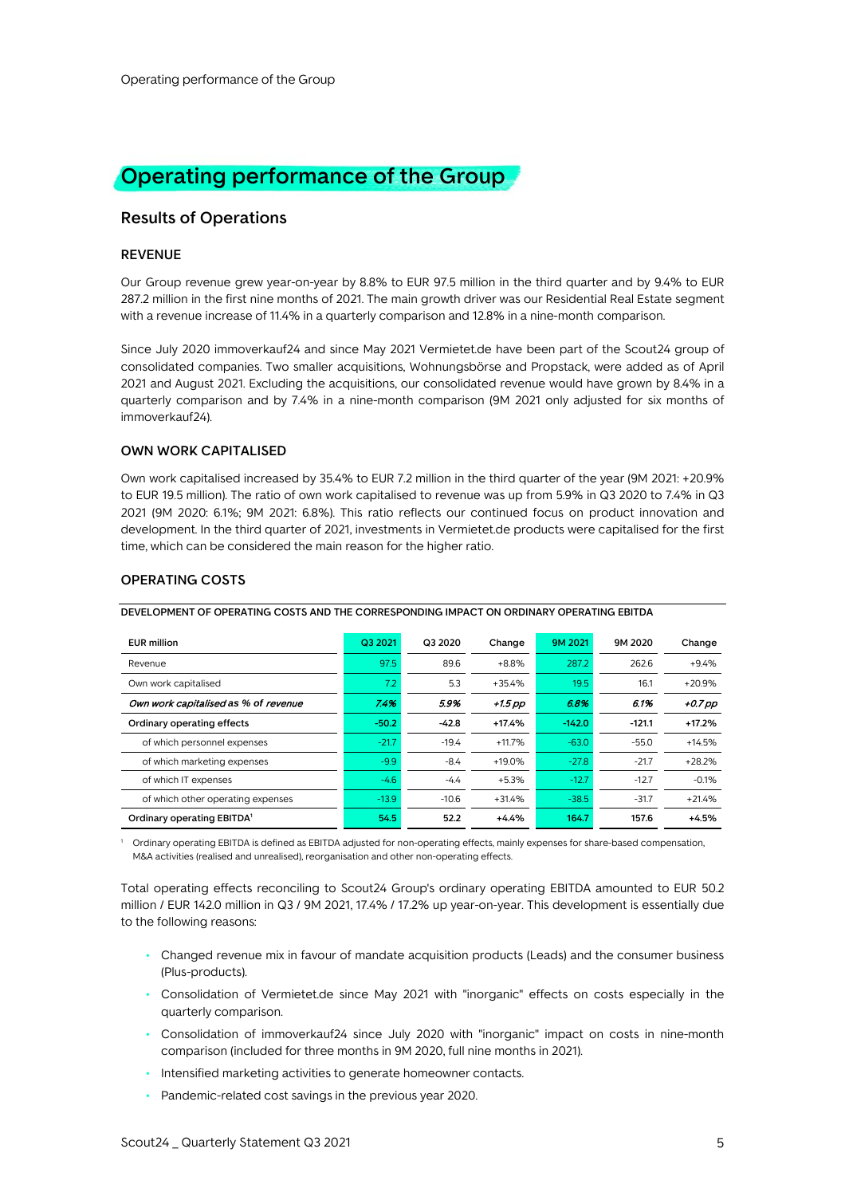# Operating performance of the Group

## Results of Operations

### REVENUE

Our Group revenue grew year-on-year by 8.8% to EUR 97.5 million in the third quarter and by 9.4% to EUR 287.2 million in the first nine months of 2021. The main growth driver was our Residential Real Estate segment with a revenue increase of 11.4% in a quarterly comparison and 12.8% in a nine-month comparison.

Since July 2020 immoverkauf24 and since May 2021 Vermietet.de have been part of the Scout24 group of consolidated companies. Two smaller acquisitions, Wohnungsbörse and Propstack, were added as of April 2021 and August 2021. Excluding the acquisitions, our consolidated revenue would have grown by 8.4% in a quarterly comparison and by 7.4% in a nine-month comparison (9M 2021 only adjusted for six months of immoverkauf24).

### OWN WORK CAPITALISED

Own work capitalised increased by 35.4% to EUR 7.2 million in the third quarter of the year (9M 2021: +20.9% to EUR 19.5 million). The ratio of own work capitalised to revenue was up from 5.9% in Q3 2020 to 7.4% in Q3 2021 (9M 2020: 6.1%; 9M 2021: 6.8%). This ratio reflects our continued focus on product innovation and development. In the third quarter of 2021, investments in Vermietet.de products were capitalised for the first time, which can be considered the main reason for the higher ratio.

### OPERATING COSTS

**DEVELOPMENT OF OPERATING COSTS AND THE CORRESPONDING IMPACT ON ORDINARY OPERATING EBITDA**

| EUR million | Q3 2021 | Q3 2020 | Change | 9M 2021 | 9M 2020 | Change |
|---|---|---|---|---|---|---|
| Revenue | 97.5 | 89.6 | +8.8% | 287.2 | 262.6 | +9.4% |
| Own work capitalised | 7.2 | 5.3 | +35.4% | 19.5 | 16.1 | +20.9% |
| *Own work capitalised as % of revenue* | *7.4%* | *5.9%* | *+1.5 pp* | *6.8%* | *6.1%* | *+0.7 pp* |
| **Ordinary operating effects** | **-50.2** | **-42.8** | **+17.4%** | **-142.0** | **-121.1** | **+17.2%** |
| of which personnel expenses | -21.7 | -19.4 | +11.7% | -63.0 | -55.0 | +14.5% |
| of which marketing expenses | -9.9 | -8.4 | +19.0% | -27.8 | -21.7 | +28.2% |
| of which IT expenses | -4.6 | -4.4 | +5.3% | -12.7 | -12.7 | -0.1% |
| of which other operating expenses | -13.9 | -10.6 | +31.4% | -38.5 | -31.7 | +21.4% |
| **Ordinary operating EBITDA[1]** | **54.5** | **52.2** | **+4.4%** | **164.7** | **157.6** | **+4.5%** |

[1] Ordinary operating EBITDA is defined as EBITDA adjusted for non-operating effects, mainly expenses for share-based compensation, M&A activities (realised and unrealised), reorganisation and other non-operating effects.

Total operating effects reconciling to Scout24 Group's ordinary operating EBITDA amounted to EUR 50.2 million / EUR 142.0 million in Q3 / 9M 2021, 17.4% / 17.2% up year-on-year. This development is essentially due to the following reasons:

- Changed revenue mix in favour of mandate acquisition products (Leads) and the consumer business (Plus-products).
- Consolidation of Vermietet.de since May 2021 with "inorganic" effects on costs especially in the quarterly comparison.
- Consolidation of immoverkauf24 since July 2020 with "inorganic" impact on costs in nine-month comparison (included for three months in 9M 2020, full nine months in 2021).
- Intensified marketing activities to generate homeowner contacts.
- Pandemic-related cost savings in the previous year 2020.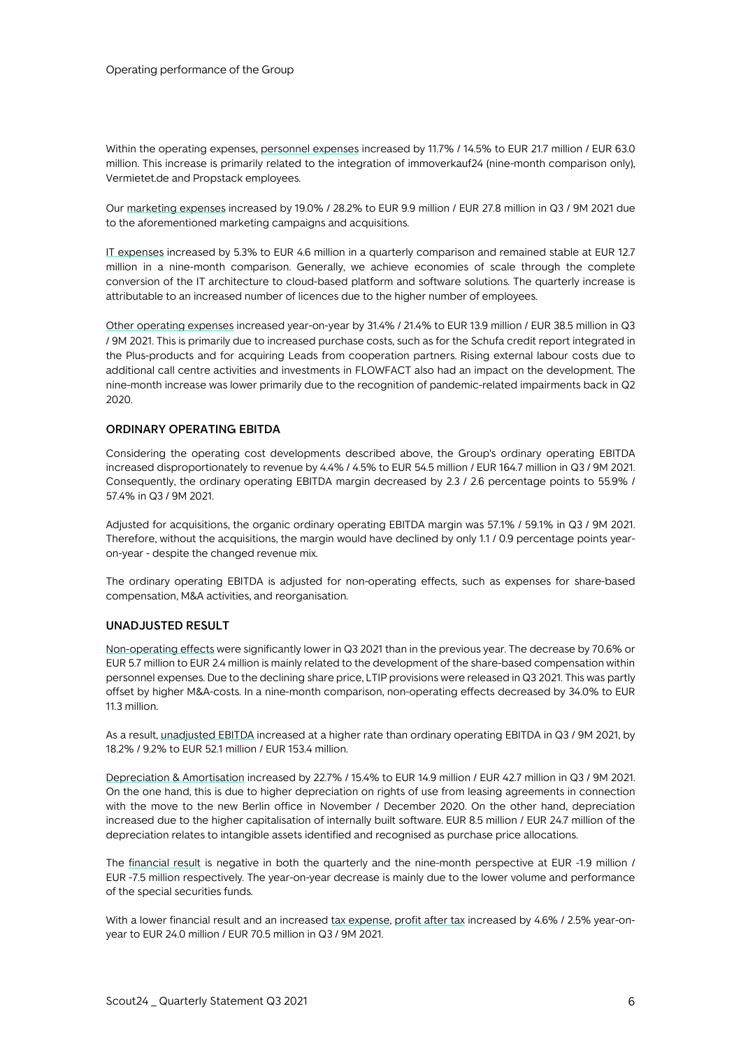Within the operating expenses, personnel expenses increased by 11.7% / 14.5% to EUR 21.7 million / EUR 63.0 million. This increase is primarily related to the integration of immoverkauf24 (nine-month comparison only), Vermietet.de and Propstack employees.

Our marketing expenses increased by 19.0% / 28.2% to EUR 9.9 million / EUR 27.8 million in Q3 / 9M 2021 due to the aforementioned marketing campaigns and acquisitions.

IT expenses increased by 5.3% to EUR 4.6 million in a quarterly comparison and remained stable at EUR 12.7 million in a nine-month comparison. Generally, we achieve economies of scale through the complete conversion of the IT architecture to cloud-based platform and software solutions. The quarterly increase is attributable to an increased number of licences due to the higher number of employees.

Other operating expenses increased year-on-year by 31.4% / 21.4% to EUR 13.9 million / EUR 38.5 million in Q3 / 9M 2021. This is primarily due to increased purchase costs, such as for the Schufa credit report integrated in the Plus-products and for acquiring Leads from cooperation partners. Rising external labour costs due to additional call centre activities and investments in FLOWFACT also had an impact on the development. The nine-month increase was lower primarily due to the recognition of pandemic-related impairments back in Q2 2020.

## ORDINARY OPERATING EBITDA

Considering the operating cost developments described above, the Group's ordinary operating EBITDA increased disproportionately to revenue by 4.4% / 4.5% to EUR 54.5 million / EUR 164.7 million in Q3 / 9M 2021. Consequently, the ordinary operating EBITDA margin decreased by 2.3 / 2.6 percentage points to 55.9% / 57.4% in Q3 / 9M 2021.

Adjusted for acquisitions, the organic ordinary operating EBITDA margin was 57.1% / 59.1% in Q3 / 9M 2021. Therefore, without the acquisitions, the margin would have declined by only 1.1 / 0.9 percentage points year-on-year - despite the changed revenue mix.

The ordinary operating EBITDA is adjusted for non-operating effects, such as expenses for share-based compensation, M&A activities, and reorganisation.

## UNADJUSTED RESULT

Non-operating effects were significantly lower in Q3 2021 than in the previous year. The decrease by 70.6% or EUR 5.7 million to EUR 2.4 million is mainly related to the development of the share-based compensation within personnel expenses. Due to the declining share price, LTIP provisions were released in Q3 2021. This was partly offset by higher M&A-costs. In a nine-month comparison, non-operating effects decreased by 34.0% to EUR 11.3 million.

As a result, unadjusted EBITDA increased at a higher rate than ordinary operating EBITDA in Q3 / 9M 2021, by 18.2% / 9.2% to EUR 52.1 million / EUR 153.4 million.

Depreciation & Amortisation increased by 22.7% / 15.4% to EUR 14.9 million / EUR 42.7 million in Q3 / 9M 2021. On the one hand, this is due to higher depreciation on rights of use from leasing agreements in connection with the move to the new Berlin office in November / December 2020. On the other hand, depreciation increased due to the higher capitalisation of internally built software. EUR 8.5 million / EUR 24.7 million of the depreciation relates to intangible assets identified and recognised as purchase price allocations.

The financial result is negative in both the quarterly and the nine-month perspective at EUR -1.9 million / EUR -7.5 million respectively. The year-on-year decrease is mainly due to the lower volume and performance of the special securities funds.

With a lower financial result and an increased tax expense, profit after tax increased by 4.6% / 2.5% year-on-year to EUR 24.0 million / EUR 70.5 million in Q3 / 9M 2021.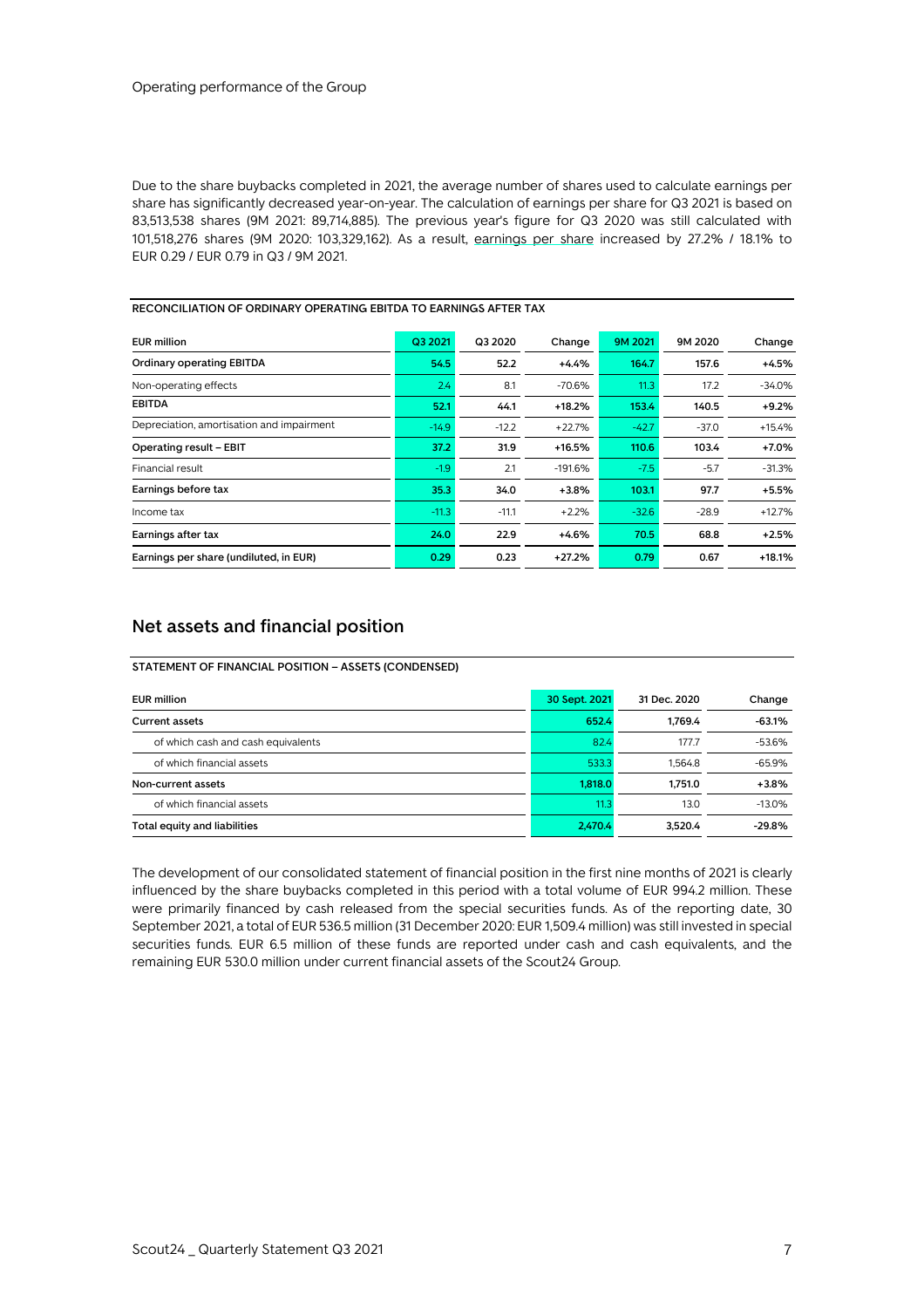Operating performance of the Group

Due to the share buybacks completed in 2021, the average number of shares used to calculate earnings per share has significantly decreased year-on-year. The calculation of earnings per share for Q3 2021 is based on 83,513,538 shares (9M 2021: 89,714,885). The previous year's figure for Q3 2020 was still calculated with 101,518,276 shares (9M 2020: 103,329,162). As a result, earnings per share increased by 27.2% / 18.1% to EUR 0.29 / EUR 0.79 in Q3 / 9M 2021.

**RECONCILIATION OF ORDINARY OPERATING EBITDA TO EARNINGS AFTER TAX**

| EUR million | Q3 2021 | Q3 2020 | Change | 9M 2021 | 9M 2020 | Change |
|---|---|---|---|---|---|---|
| **Ordinary operating EBITDA** | **54.5** | **52.2** | **+4.4%** | **164.7** | **157.6** | **+4.5%** |
| Non-operating effects | 2.4 | 8.1 | -70.6% | 11.3 | 17.2 | -34.0% |
| **EBITDA** | **52.1** | **44.1** | **+18.2%** | **153.4** | **140.5** | **+9.2%** |
| Depreciation, amortisation and impairment | -14.9 | -12.2 | +22.7% | -42.7 | -37.0 | +15.4% |
| **Operating result – EBIT** | **37.2** | **31.9** | **+16.5%** | **110.6** | **103.4** | **+7.0%** |
| Financial result | -1.9 | 2.1 | -191.6% | -7.5 | -5.7 | -31.3% |
| **Earnings before tax** | **35.3** | **34.0** | **+3.8%** | **103.1** | **97.7** | **+5.5%** |
| Income tax | -11.3 | -11.1 | +2.2% | -32.6 | -28.9 | +12.7% |
| **Earnings after tax** | **24.0** | **22.9** | **+4.6%** | **70.5** | **68.8** | **+2.5%** |
| **Earnings per share (undiluted, in EUR)** | **0.29** | **0.23** | **+27.2%** | **0.79** | **0.67** | **+18.1%** |

## Net assets and financial position

**STATEMENT OF FINANCIAL POSITION – ASSETS (CONDENSED)**

| EUR million | 30 Sept. 2021 | 31 Dec. 2020 | Change |
|---|---|---|---|
| **Current assets** | **652.4** | **1,769.4** | **-63.1%** |
| of which cash and cash equivalents | 82.4 | 177.7 | -53.6% |
| of which financial assets | 533.3 | 1,564.8 | -65.9% |
| **Non-current assets** | **1,818.0** | **1,751.0** | **+3.8%** |
| of which financial assets | 11.3 | 13.0 | -13.0% |
| **Total equity and liabilities** | **2,470.4** | **3,520.4** | **-29.8%** |

The development of our consolidated statement of financial position in the first nine months of 2021 is clearly influenced by the share buybacks completed in this period with a total volume of EUR 994.2 million. These were primarily financed by cash released from the special securities funds. As of the reporting date, 30 September 2021, a total of EUR 536.5 million (31 December 2020: EUR 1,509.4 million) was still invested in special securities funds. EUR 6.5 million of these funds are reported under cash and cash equivalents, and the remaining EUR 530.0 million under current financial assets of the Scout24 Group.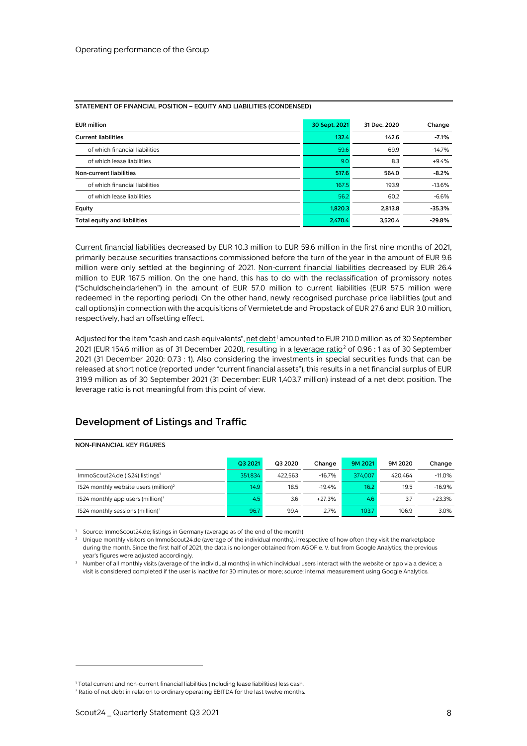STATEMENT OF FINANCIAL POSITION – EQUITY AND LIABILITIES (CONDENSED)

| EUR million | 30 Sept. 2021 | 31 Dec. 2020 | Change |
|---|---|---|---|
| **Current liabilities** | **132.4** | **142.6** | **-7.1%** |
| of which financial liabilities | 59.6 | 69.9 | -14.7% |
| of which lease liabilities | 9.0 | 8.3 | +9.4% |
| **Non-current liabilities** | **517.6** | **564.0** | **-8.2%** |
| of which financial liabilities | 167.5 | 193.9 | -13.6% |
| of which lease liabilities | 56.2 | 60.2 | -6.6% |
| **Equity** | **1,820.3** | **2,813.8** | **-35.3%** |
| **Total equity and liabilities** | **2,470.4** | **3,520.4** | **-29.8%** |

Current financial liabilities decreased by EUR 10.3 million to EUR 59.6 million in the first nine months of 2021, primarily because securities transactions commissioned before the turn of the year in the amount of EUR 9.6 million were only settled at the beginning of 2021. Non-current financial liabilities decreased by EUR 26.4 million to EUR 167.5 million. On the one hand, this has to do with the reclassification of promissory notes ("Schuldscheindarlehen") in the amount of EUR 57.0 million to current liabilities (EUR 57.5 million were redeemed in the reporting period). On the other hand, newly recognised purchase price liabilities (put and call options) in connection with the acquisitions of Vermietet.de and Propstack of EUR 27.6 and EUR 3.0 million, respectively, had an offsetting effect.

Adjusted for the item "cash and cash equivalents", net debt[1] amounted to EUR 210.0 million as of 30 September 2021 (EUR 154.6 million as of 31 December 2020), resulting in a leverage ratio[2] of 0.96 : 1 as of 30 September 2021 (31 December 2020: 0.73 : 1). Also considering the investments in special securities funds that can be released at short notice (reported under "current financial assets"), this results in a net financial surplus of EUR 319.9 million as of 30 September 2021 (31 December: EUR 1,403.7 million) instead of a net debt position. The leverage ratio is not meaningful from this point of view.

## Development of Listings and Traffic

NON-FINANCIAL KEY FIGURES

| | Q3 2021 | Q3 2020 | Change | 9M 2021 | 9M 2020 | Change |
|---|---|---|---|---|---|---|
| ImmoScout24.de (IS24) listings[1] | 351,834 | 422,563 | -16.7% | 374,007 | 420,464 | -11.0% |
| IS24 monthly website users (million)[2] | 14.9 | 18.5 | -19.4% | 16.2 | 19.5 | -16.9% |
| IS24 monthly app users (million)[2] | 4.5 | 3.6 | +27.3% | 4.6 | 3.7 | +23.3% |
| IS24 monthly sessions (million)[3] | 96.7 | 99.4 | -2.7% | 103.7 | 106.9 | -3.0% |

[1] Source: ImmoScout24.de; listings in Germany (average as of the end of the month)

[2] Unique monthly visitors on ImmoScout24.de (average of the individual months), irrespective of how often they visit the marketplace during the month. Since the first half of 2021, the data is no longer obtained from AGOF e. V. but from Google Analytics; the previous year's figures were adjusted accordingly.

[3] Number of all monthly visits (average of the individual months) in which individual users interact with the website or app via a device; a visit is considered completed if the user is inactive for 30 minutes or more; source: internal measurement using Google Analytics.

---

[1] Total current and non-current financial liabilities (including lease liabilities) less cash.

[2] Ratio of net debt in relation to ordinary operating EBITDA for the last twelve months.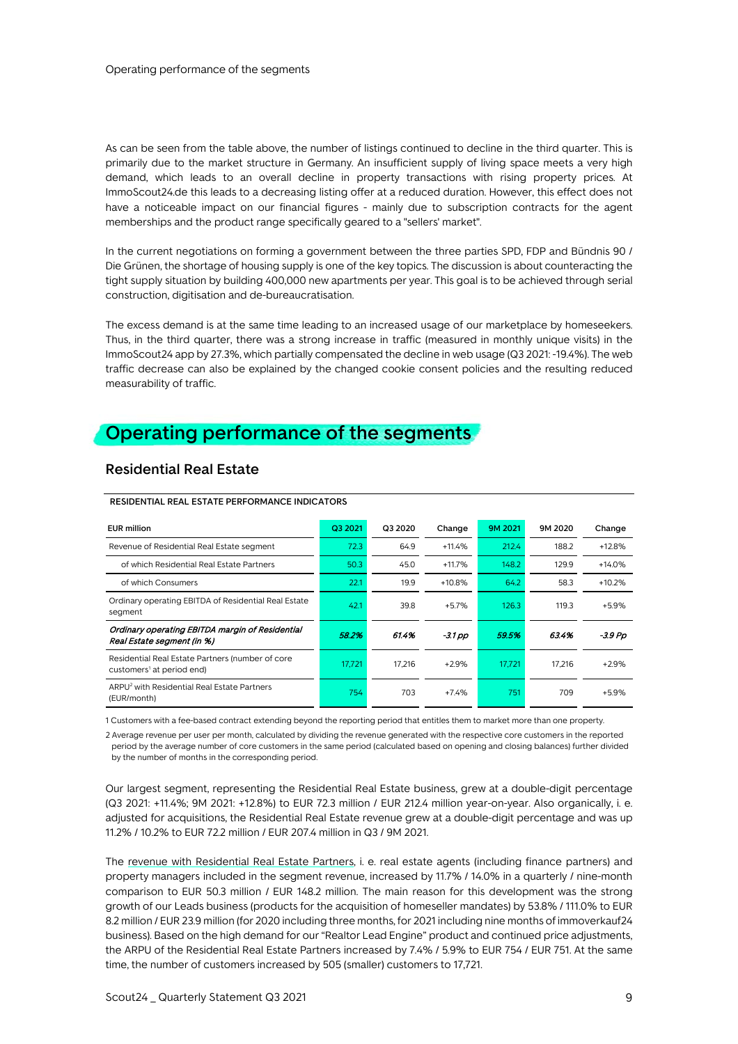As can be seen from the table above, the number of listings continued to decline in the third quarter. This is primarily due to the market structure in Germany. An insufficient supply of living space meets a very high demand, which leads to an overall decline in property transactions with rising property prices. At ImmoScout24.de this leads to a decreasing listing offer at a reduced duration. However, this effect does not have a noticeable impact on our financial figures - mainly due to subscription contracts for the agent memberships and the product range specifically geared to a "sellers' market".

In the current negotiations on forming a government between the three parties SPD, FDP and Bündnis 90 / Die Grünen, the shortage of housing supply is one of the key topics. The discussion is about counteracting the tight supply situation by building 400,000 new apartments per year. This goal is to be achieved through serial construction, digitisation and de-bureaucratisation.

The excess demand is at the same time leading to an increased usage of our marketplace by homeseekers. Thus, in the third quarter, there was a strong increase in traffic (measured in monthly unique visits) in the ImmoScout24 app by 27.3%, which partially compensated the decline in web usage (Q3 2021: -19.4%). The web traffic decrease can also be explained by the changed cookie consent policies and the resulting reduced measurability of traffic.

## Operating performance of the segments

### Residential Real Estate

**RESIDENTIAL REAL ESTATE PERFORMANCE INDICATORS**

| EUR million | Q3 2021 | Q3 2020 | Change | 9M 2021 | 9M 2020 | Change |
|---|---|---|---|---|---|---|
| Revenue of Residential Real Estate segment | 72.3 | 64.9 | +11.4% | 212.4 | 188.2 | +12.8% |
| of which Residential Real Estate Partners | 50.3 | 45.0 | +11.7% | 148.2 | 129.9 | +14.0% |
| of which Consumers | 22.1 | 19.9 | +10.8% | 64.2 | 58.3 | +10.2% |
| Ordinary operating EBITDA of Residential Real Estate segment | 42.1 | 39.8 | +5.7% | 126.3 | 119.3 | +5.9% |
| ***Ordinary operating EBITDA margin of Residential Real Estate segment (in %)*** | ***58.2%*** | ***61.4%*** | ***-3.1 pp*** | ***59.5%*** | ***63.4%*** | ***-3.9 Pp*** |
| Residential Real Estate Partners (number of core customers[1] at period end) | 17,721 | 17,216 | +2.9% | 17,721 | 17,216 | +2.9% |
| ARPU[2] with Residential Real Estate Partners (EUR/month) | 754 | 703 | +7.4% | 751 | 709 | +5.9% |

1 Customers with a fee-based contract extending beyond the reporting period that entitles them to market more than one property.

2 Average revenue per user per month, calculated by dividing the revenue generated with the respective core customers in the reported period by the average number of core customers in the same period (calculated based on opening and closing balances) further divided by the number of months in the corresponding period.

Our largest segment, representing the Residential Real Estate business, grew at a double-digit percentage (Q3 2021: +11.4%; 9M 2021: +12.8%) to EUR 72.3 million / EUR 212.4 million year-on-year. Also organically, i. e. adjusted for acquisitions, the Residential Real Estate revenue grew at a double-digit percentage and was up 11.2% / 10.2% to EUR 72.2 million / EUR 207.4 million in Q3 / 9M 2021.

The revenue with Residential Real Estate Partners, i. e. real estate agents (including finance partners) and property managers included in the segment revenue, increased by 11.7% / 14.0% in a quarterly / nine-month comparison to EUR 50.3 million / EUR 148.2 million. The main reason for this development was the strong growth of our Leads business (products for the acquisition of homeseller mandates) by 53.8% / 111.0% to EUR 8.2 million / EUR 23.9 million (for 2020 including three months, for 2021 including nine months of immoverkauf24 business). Based on the high demand for our "Realtor Lead Engine" product and continued price adjustments, the ARPU of the Residential Real Estate Partners increased by 7.4% / 5.9% to EUR 754 / EUR 751. At the same time, the number of customers increased by 505 (smaller) customers to 17,721.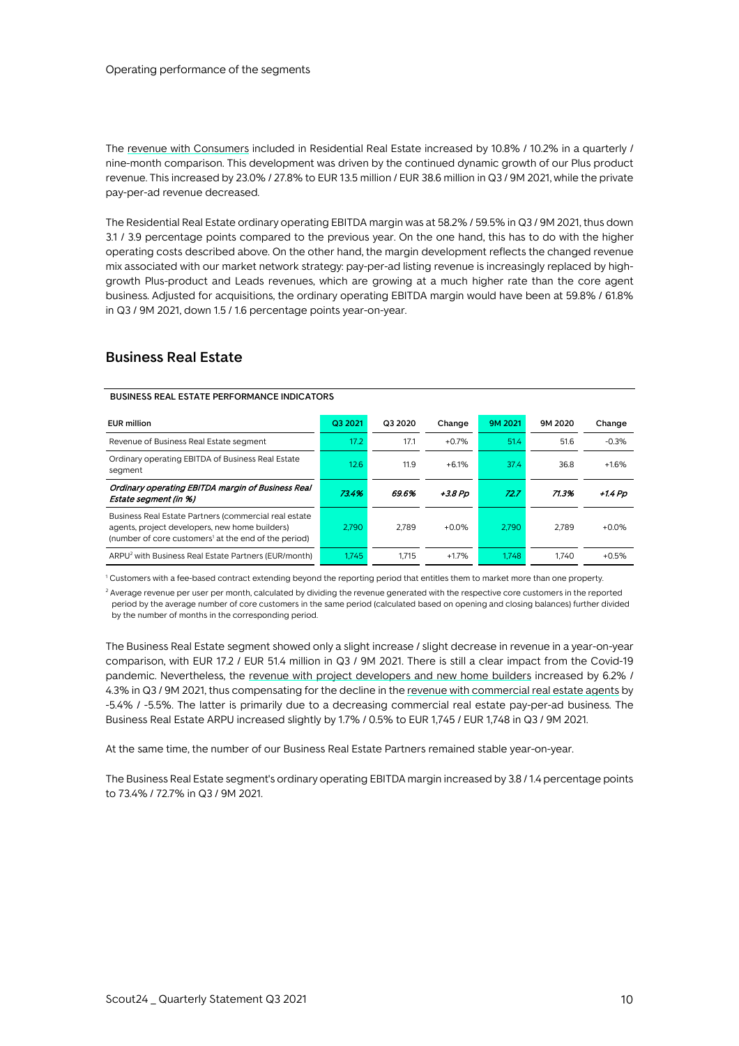The revenue with Consumers included in Residential Real Estate increased by 10.8% / 10.2% in a quarterly / nine-month comparison. This development was driven by the continued dynamic growth of our Plus product revenue. This increased by 23.0% / 27.8% to EUR 13.5 million / EUR 38.6 million in Q3 / 9M 2021, while the private pay-per-ad revenue decreased.

The Residential Real Estate ordinary operating EBITDA margin was at 58.2% / 59.5% in Q3 / 9M 2021, thus down 3.1 / 3.9 percentage points compared to the previous year. On the one hand, this has to do with the higher operating costs described above. On the other hand, the margin development reflects the changed revenue mix associated with our market network strategy: pay-per-ad listing revenue is increasingly replaced by high-growth Plus-product and Leads revenues, which are growing at a much higher rate than the core agent business. Adjusted for acquisitions, the ordinary operating EBITDA margin would have been at 59.8% / 61.8% in Q3 / 9M 2021, down 1.5 / 1.6 percentage points year-on-year.

## Business Real Estate

**BUSINESS REAL ESTATE PERFORMANCE INDICATORS**

| EUR million | Q3 2021 | Q3 2020 | Change | 9M 2021 | 9M 2020 | Change |
|---|---|---|---|---|---|---|
| Revenue of Business Real Estate segment | 17.2 | 17.1 | +0.7% | 51.4 | 51.6 | -0.3% |
| Ordinary operating EBITDA of Business Real Estate segment | 12.6 | 11.9 | +6.1% | 37.4 | 36.8 | +1.6% |
| ***Ordinary operating EBITDA margin of Business Real Estate segment (in %)*** | ***73.4%*** | ***69.6%*** | ***+3.8 Pp*** | ***72.7*** | ***71.3%*** | ***+1.4 Pp*** |
| Business Real Estate Partners (commercial real estate agents, project developers, new home builders) (number of core customers[1] at the end of the period) | 2,790 | 2,789 | +0.0% | 2,790 | 2,789 | +0.0% |
| ARPU[2] with Business Real Estate Partners (EUR/month) | 1,745 | 1,715 | +1.7% | 1,748 | 1,740 | +0.5% |

[1] Customers with a fee-based contract extending beyond the reporting period that entitles them to market more than one property.

[2] Average revenue per user per month, calculated by dividing the revenue generated with the respective core customers in the reported period by the average number of core customers in the same period (calculated based on opening and closing balances) further divided by the number of months in the corresponding period.

The Business Real Estate segment showed only a slight increase / slight decrease in revenue in a year-on-year comparison, with EUR 17.2 / EUR 51.4 million in Q3 / 9M 2021. There is still a clear impact from the Covid-19 pandemic. Nevertheless, the revenue with project developers and new home builders increased by 6.2% / 4.3% in Q3 / 9M 2021, thus compensating for the decline in the revenue with commercial real estate agents by -5.4% / -5.5%. The latter is primarily due to a decreasing commercial real estate pay-per-ad business. The Business Real Estate ARPU increased slightly by 1.7% / 0.5% to EUR 1,745 / EUR 1,748 in Q3 / 9M 2021.

At the same time, the number of our Business Real Estate Partners remained stable year-on-year.

The Business Real Estate segment's ordinary operating EBITDA margin increased by 3.8 / 1.4 percentage points to 73.4% / 72.7% in Q3 / 9M 2021.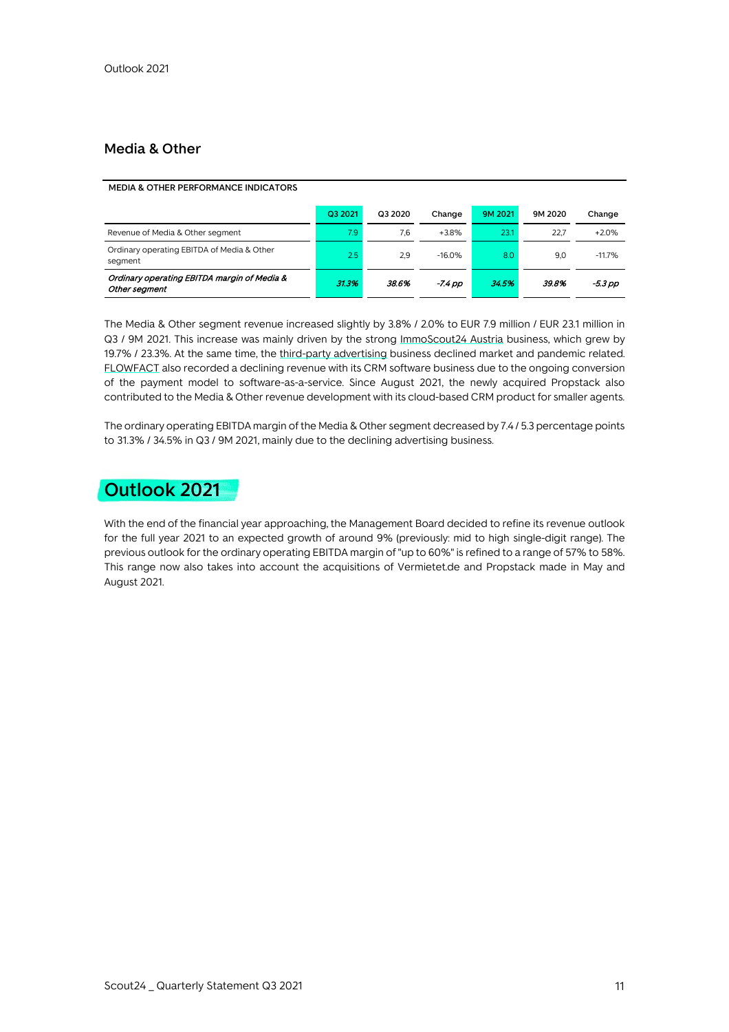## Media & Other

**MEDIA & OTHER PERFORMANCE INDICATORS**

| | Q3 2021 | Q3 2020 | Change | 9M 2021 | 9M 2020 | Change |
|---|---|---|---|---|---|---|
| Revenue of Media & Other segment | 7.9 | 7.6 | +3.8% | 23.1 | 22.7 | +2.0% |
| Ordinary operating EBITDA of Media & Other segment | 2.5 | 2.9 | -16.0% | 8.0 | 9.0 | -11.7% |
| ***Ordinary operating EBITDA margin of Media & Other segment*** | ***31.3%*** | ***38.6%*** | ***-7.4 pp*** | ***34.5%*** | ***39.8%*** | ***-5.3 pp*** |

The Media & Other segment revenue increased slightly by 3.8% / 2.0% to EUR 7.9 million / EUR 23.1 million in Q3 / 9M 2021. This increase was mainly driven by the strong ImmoScout24 Austria business, which grew by 19.7% / 23.3%. At the same time, the third-party advertising business declined market and pandemic related. FLOWFACT also recorded a declining revenue with its CRM software business due to the ongoing conversion of the payment model to software-as-a-service. Since August 2021, the newly acquired Propstack also contributed to the Media & Other revenue development with its cloud-based CRM product for smaller agents.

The ordinary operating EBITDA margin of the Media & Other segment decreased by 7.4 / 5.3 percentage points to 31.3% / 34.5% in Q3 / 9M 2021, mainly due to the declining advertising business.

# Outlook 2021

With the end of the financial year approaching, the Management Board decided to refine its revenue outlook for the full year 2021 to an expected growth of around 9% (previously: mid to high single-digit range). The previous outlook for the ordinary operating EBITDA margin of "up to 60%" is refined to a range of 57% to 58%. This range now also takes into account the acquisitions of Vermietet.de and Propstack made in May and August 2021.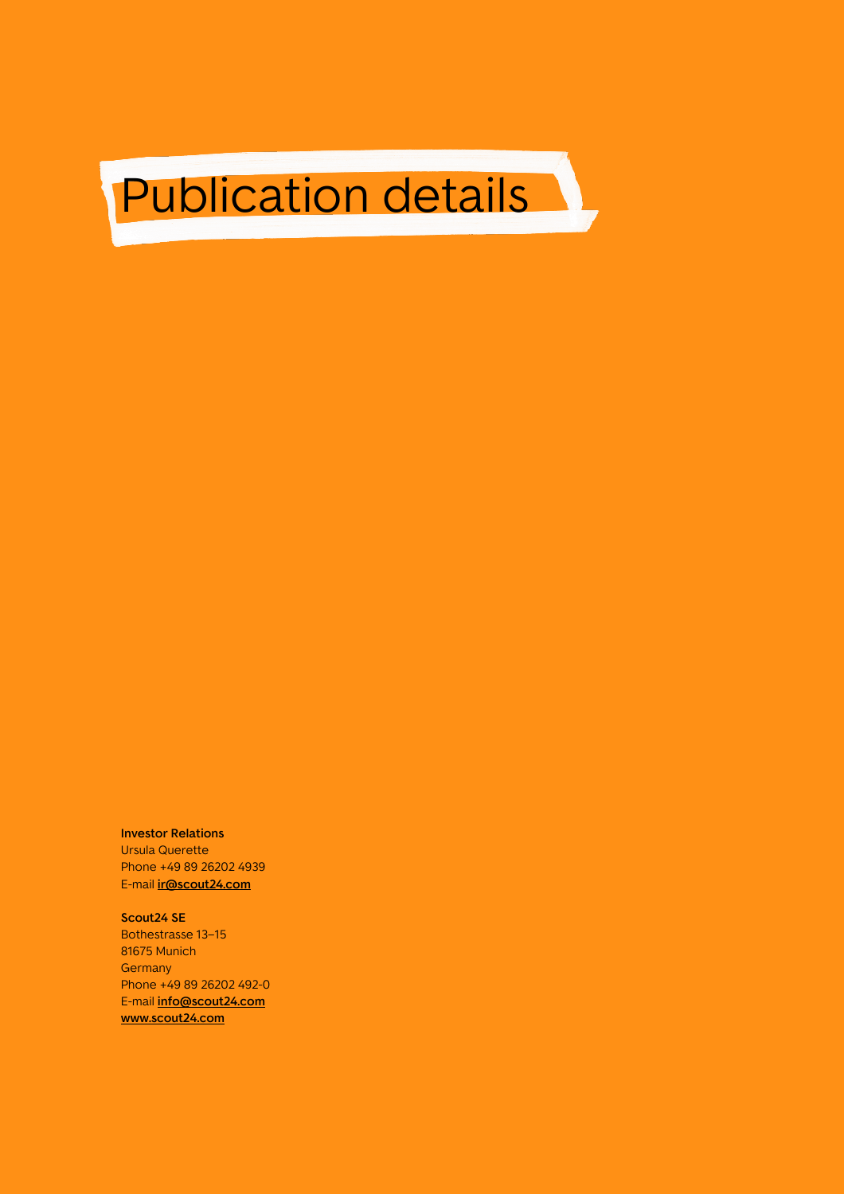# Publication details

**Investor Relations**
Ursula Querette
Phone +49 89 26202 4939
E-mail **ir@scout24.com**

**Scout24 SE**
Bothestrasse 13–15
81675 Munich
Germany
Phone +49 89 26202 492-0
E-mail **info@scout24.com**
**www.scout24.com**